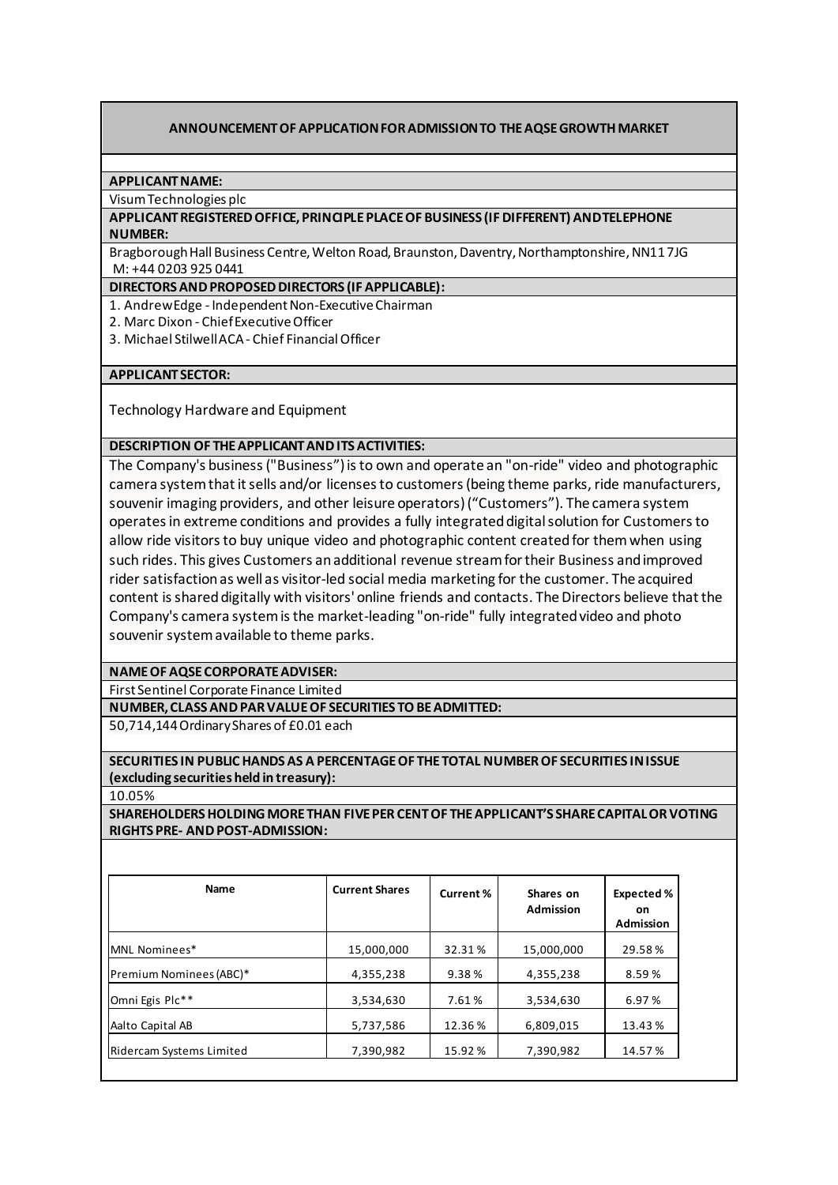# ANNOUNCEMENT OF APPLICATION FOR ADMISSION TO THE AQSE GROWTH MARKET

**APPLICANT NAME:**

Visum Technologies plc

**APPLICANT REGISTERED OFFICE, PRINCIPLE PLACE OF BUSINESS (IF DIFFERENT) AND TELEPHONE NUMBER:**

Bragborough Hall Business Centre, Welton Road, Braunston, Daventry, Northamptonshire, NN11 7JG
M: +44 0203 925 0441

**DIRECTORS AND PROPOSED DIRECTORS (IF APPLICABLE):**

1. Andrew Edge - Independent Non-Executive Chairman
2. Marc Dixon - Chief Executive Officer
3. Michael Stilwell ACA - Chief Financial Officer

**APPLICANT SECTOR:**

Technology Hardware and Equipment

**DESCRIPTION OF THE APPLICANT AND ITS ACTIVITIES:**

The Company's business ("Business") is to own and operate an "on-ride" video and photographic camera system that it sells and/or licenses to customers (being theme parks, ride manufacturers, souvenir imaging providers, and other leisure operators) ("Customers"). The camera system operates in extreme conditions and provides a fully integrated digital solution for Customers to allow ride visitors to buy unique video and photographic content created for them when using such rides. This gives Customers an additional revenue stream for their Business and improved rider satisfaction as well as visitor-led social media marketing for the customer. The acquired content is shared digitally with visitors' online friends and contacts. The Directors believe that the Company's camera system is the market-leading "on-ride" fully integrated video and photo souvenir system available to theme parks.

**NAME OF AQSE CORPORATE ADVISER:**

First Sentinel Corporate Finance Limited

**NUMBER, CLASS AND PAR VALUE OF SECURITIES TO BE ADMITTED:**

50,714,144 Ordinary Shares of £0.01 each

**SECURITIES IN PUBLIC HANDS AS A PERCENTAGE OF THE TOTAL NUMBER OF SECURITIES IN ISSUE (excluding securities held in treasury):**

10.05%

**SHAREHOLDERS HOLDING MORE THAN FIVE PER CENT OF THE APPLICANT'S SHARE CAPITAL OR VOTING RIGHTS PRE- AND POST-ADMISSION:**

| Name | Current Shares | Current % | Shares on Admission | Expected % on Admission |
|---|---|---|---|---|
| MNL Nominees* | 15,000,000 | 32.31 % | 15,000,000 | 29.58 % |
| Premium Nominees (ABC)* | 4,355,238 | 9.38 % | 4,355,238 | 8.59 % |
| Omni Egis Plc** | 3,534,630 | 7.61 % | 3,534,630 | 6.97 % |
| Aalto Capital AB | 5,737,586 | 12.36 % | 6,809,015 | 13.43 % |
| Ridercam Systems Limited | 7,390,982 | 15.92 % | 7,390,982 | 14.57 % |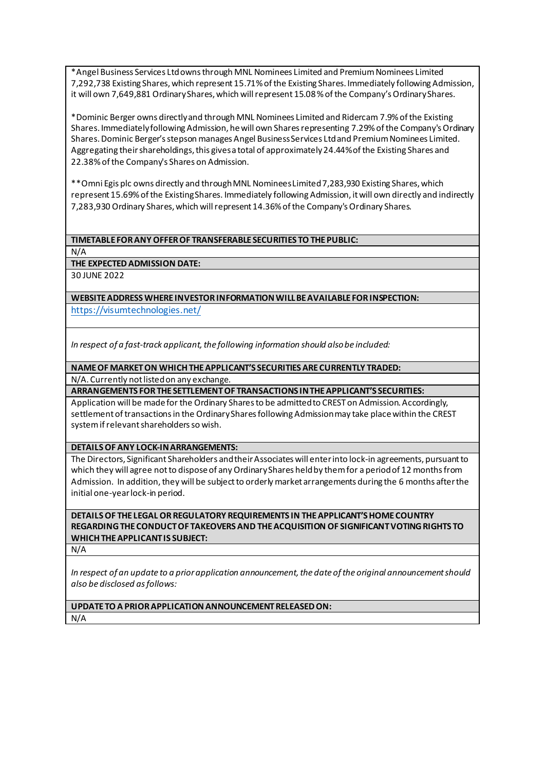*Angel Business Services Ltd owns through MNL Nominees Limited and Premium Nominees Limited 7,292,738 Existing Shares, which represent 15.71% of the Existing Shares. Immediately following Admission, it will own 7,649,881 Ordinary Shares, which will represent 15.08% of the Company's Ordinary Shares.

*Dominic Berger owns directly and through MNL Nominees Limited and Ridercam 7.9% of the Existing Shares. Immediately following Admission, he will own Shares representing 7.29% of the Company's Ordinary Shares. Dominic Berger's stepson manages Angel Business Services Ltd and Premium Nominees Limited. Aggregating their shareholdings, this gives a total of approximately 24.44% of the Existing Shares and 22.38% of the Company's Shares on Admission.

**Omni Egis plc owns directly and through MNL Nominees Limited 7,283,930 Existing Shares, which represent 15.69% of the Existing Shares. Immediately following Admission, it will own directly and indirectly 7,283,930 Ordinary Shares, which will represent 14.36% of the Company's Ordinary Shares.

**TIMETABLE FOR ANY OFFER OF TRANSFERABLE SECURITIES TO THE PUBLIC:**

N/A

**THE EXPECTED ADMISSION DATE:**

30 JUNE 2022

**WEBSITE ADDRESS WHERE INVESTOR INFORMATION WILL BE AVAILABLE FOR INSPECTION:**

https://visumtechnologies.net/

*In respect of a fast-track applicant, the following information should also be included:*

**NAME OF MARKET ON WHICH THE APPLICANT'S SECURITIES ARE CURRENTLY TRADED:**

N/A. Currently not listed on any exchange.

**ARRANGEMENTS FOR THE SETTLEMENT OF TRANSACTIONS IN THE APPLICANT'S SECURITIES:**

Application will be made for the Ordinary Shares to be admitted to CREST on Admission. Accordingly, settlement of transactions in the Ordinary Shares following Admission may take place within the CREST system if relevant shareholders so wish.

**DETAILS OF ANY LOCK-IN ARRANGEMENTS:**

The Directors, Significant Shareholders and their Associates will enter into lock-in agreements, pursuant to which they will agree not to dispose of any Ordinary Shares held by them for a period of 12 months from Admission. In addition, they will be subject to orderly market arrangements during the 6 months after the initial one-year lock-in period.

**DETAILS OF THE LEGAL OR REGULATORY REQUIREMENTS IN THE APPLICANT'S HOME COUNTRY REGARDING THE CONDUCT OF TAKEOVERS AND THE ACQUISITION OF SIGNIFICANT VOTING RIGHTS TO WHICH THE APPLICANT IS SUBJECT:**

N/A

*In respect of an update to a prior application announcement, the date of the original announcement should also be disclosed as follows:*

**UPDATE TO A PRIOR APPLICATION ANNOUNCEMENT RELEASED ON:**

N/A